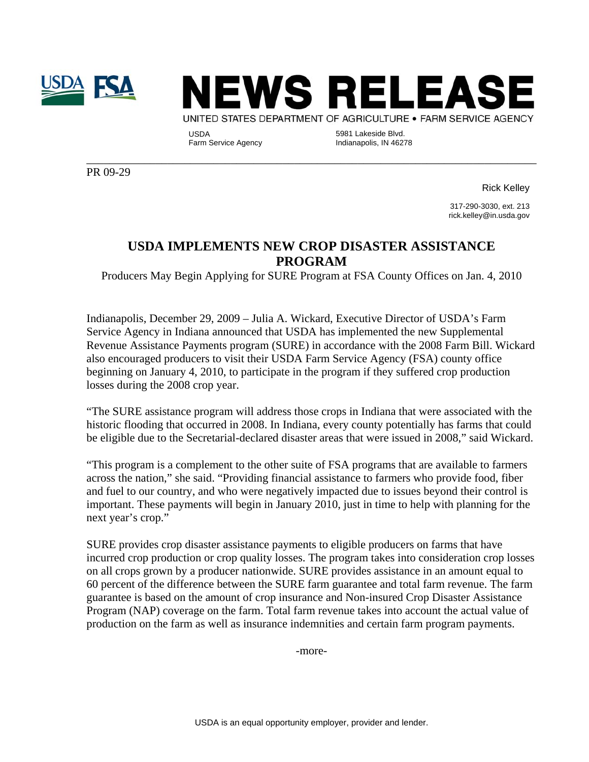# NEWS RELEASE

UNITED STATES DEPARTMENT OF AGRICULTURE • FARM SERVICE AGENCY

USDA
Farm Service Agency

5981 Lakeside Blvd.
Indianapolis, IN 46278

PR 09-29

Rick Kelley

317-290-3030, ext. 213
rick.kelley@in.usda.gov

## USDA IMPLEMENTS NEW CROP DISASTER ASSISTANCE PROGRAM

Producers May Begin Applying for SURE Program at FSA County Offices on Jan. 4, 2010

Indianapolis, December 29, 2009 – Julia A. Wickard, Executive Director of USDA's Farm Service Agency in Indiana announced that USDA has implemented the new Supplemental Revenue Assistance Payments program (SURE) in accordance with the 2008 Farm Bill. Wickard also encouraged producers to visit their USDA Farm Service Agency (FSA) county office beginning on January 4, 2010, to participate in the program if they suffered crop production losses during the 2008 crop year.

"The SURE assistance program will address those crops in Indiana that were associated with the historic flooding that occurred in 2008. In Indiana, every county potentially has farms that could be eligible due to the Secretarial-declared disaster areas that were issued in 2008," said Wickard.

"This program is a complement to the other suite of FSA programs that are available to farmers across the nation," she said. "Providing financial assistance to farmers who provide food, fiber and fuel to our country, and who were negatively impacted due to issues beyond their control is important. These payments will begin in January 2010, just in time to help with planning for the next year's crop."

SURE provides crop disaster assistance payments to eligible producers on farms that have incurred crop production or crop quality losses. The program takes into consideration crop losses on all crops grown by a producer nationwide. SURE provides assistance in an amount equal to 60 percent of the difference between the SURE farm guarantee and total farm revenue. The farm guarantee is based on the amount of crop insurance and Non-insured Crop Disaster Assistance Program (NAP) coverage on the farm. Total farm revenue takes into account the actual value of production on the farm as well as insurance indemnities and certain farm program payments.

-more-

USDA is an equal opportunity employer, provider and lender.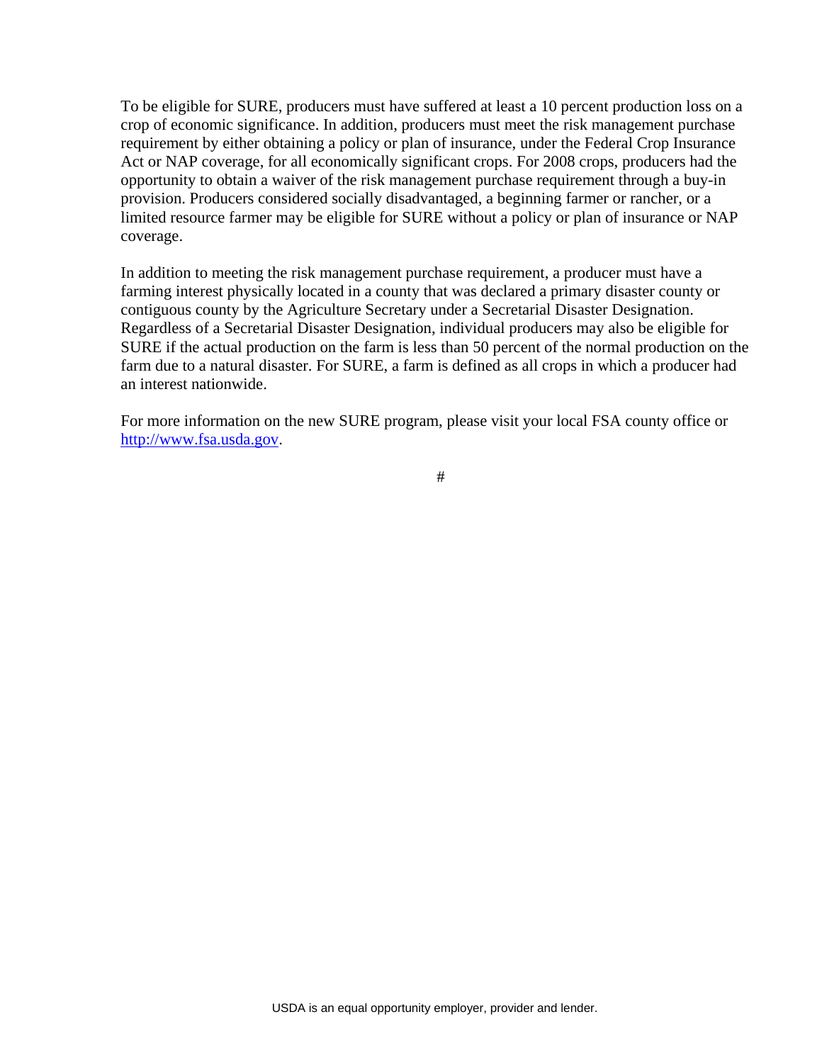To be eligible for SURE, producers must have suffered at least a 10 percent production loss on a crop of economic significance. In addition, producers must meet the risk management purchase requirement by either obtaining a policy or plan of insurance, under the Federal Crop Insurance Act or NAP coverage, for all economically significant crops. For 2008 crops, producers had the opportunity to obtain a waiver of the risk management purchase requirement through a buy-in provision. Producers considered socially disadvantaged, a beginning farmer or rancher, or a limited resource farmer may be eligible for SURE without a policy or plan of insurance or NAP coverage.

In addition to meeting the risk management purchase requirement, a producer must have a farming interest physically located in a county that was declared a primary disaster county or contiguous county by the Agriculture Secretary under a Secretarial Disaster Designation. Regardless of a Secretarial Disaster Designation, individual producers may also be eligible for SURE if the actual production on the farm is less than 50 percent of the normal production on the farm due to a natural disaster. For SURE, a farm is defined as all crops in which a producer had an interest nationwide.

For more information on the new SURE program, please visit your local FSA county office or http://www.fsa.usda.gov.

#

USDA is an equal opportunity employer, provider and lender.